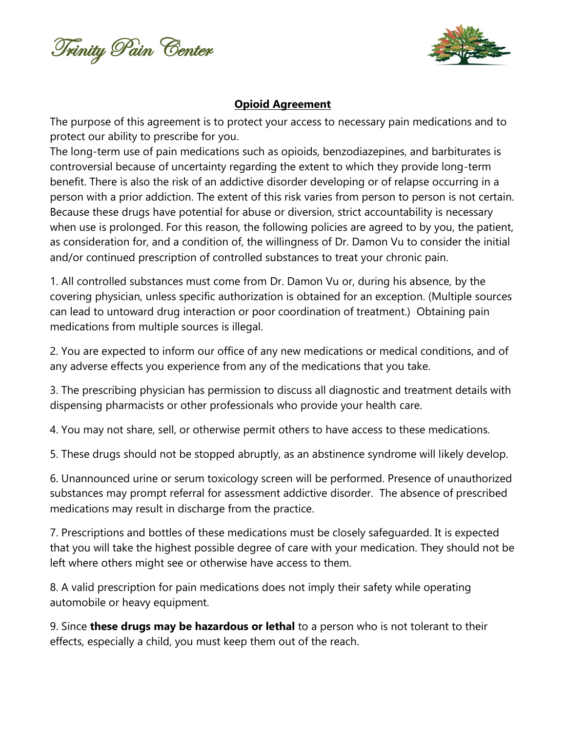Trinity Pain Center

## Opioid Agreement

The purpose of this agreement is to protect your access to necessary pain medications and to protect our ability to prescribe for you.

The long-term use of pain medications such as opioids, benzodiazepines, and barbiturates is controversial because of uncertainty regarding the extent to which they provide long-term benefit. There is also the risk of an addictive disorder developing or of relapse occurring in a person with a prior addiction. The extent of this risk varies from person to person is not certain. Because these drugs have potential for abuse or diversion, strict accountability is necessary when use is prolonged. For this reason, the following policies are agreed to by you, the patient, as consideration for, and a condition of, the willingness of Dr. Damon Vu to consider the initial and/or continued prescription of controlled substances to treat your chronic pain.

1. All controlled substances must come from Dr. Damon Vu or, during his absence, by the covering physician, unless specific authorization is obtained for an exception. (Multiple sources can lead to untoward drug interaction or poor coordination of treatment.) Obtaining pain medications from multiple sources is illegal.

2. You are expected to inform our office of any new medications or medical conditions, and of any adverse effects you experience from any of the medications that you take.

3. The prescribing physician has permission to discuss all diagnostic and treatment details with dispensing pharmacists or other professionals who provide your health care.

4. You may not share, sell, or otherwise permit others to have access to these medications.

5. These drugs should not be stopped abruptly, as an abstinence syndrome will likely develop.

6. Unannounced urine or serum toxicology screen will be performed. Presence of unauthorized substances may prompt referral for assessment addictive disorder. The absence of prescribed medications may result in discharge from the practice.

7. Prescriptions and bottles of these medications must be closely safeguarded. It is expected that you will take the highest possible degree of care with your medication. They should not be left where others might see or otherwise have access to them.

8. A valid prescription for pain medications does not imply their safety while operating automobile or heavy equipment.

9. Since **these drugs may be hazardous or lethal** to a person who is not tolerant to their effects, especially a child, you must keep them out of the reach.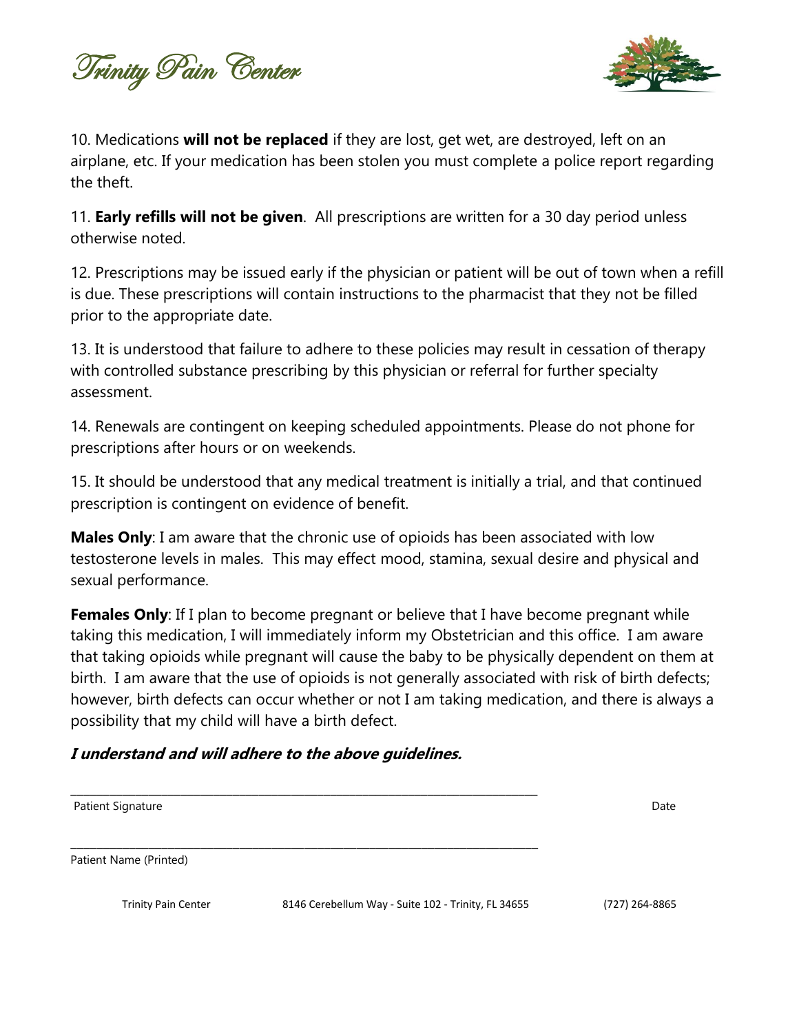10. Medications **will not be replaced** if they are lost, get wet, are destroyed, left on an airplane, etc. If your medication has been stolen you must complete a police report regarding the theft.

11. **Early refills will not be given**. All prescriptions are written for a 30 day period unless otherwise noted.

12. Prescriptions may be issued early if the physician or patient will be out of town when a refill is due. These prescriptions will contain instructions to the pharmacist that they not be filled prior to the appropriate date.

13. It is understood that failure to adhere to these policies may result in cessation of therapy with controlled substance prescribing by this physician or referral for further specialty assessment.

14. Renewals are contingent on keeping scheduled appointments. Please do not phone for prescriptions after hours or on weekends.

15. It should be understood that any medical treatment is initially a trial, and that continued prescription is contingent on evidence of benefit.

**Males Only**: I am aware that the chronic use of opioids has been associated with low testosterone levels in males. This may effect mood, stamina, sexual desire and physical and sexual performance.

**Females Only**: If I plan to become pregnant or believe that I have become pregnant while taking this medication, I will immediately inform my Obstetrician and this office. I am aware that taking opioids while pregnant will cause the baby to be physically dependent on them at birth. I am aware that the use of opioids is not generally associated with risk of birth defects; however, birth defects can occur whether or not I am taking medication, and there is always a possibility that my child will have a birth defect.

***I understand and will adhere to the above guidelines.***

\_\_\_\_\_\_\_\_\_\_\_\_\_\_\_\_\_\_\_\_\_\_\_\_\_\_\_\_\_\_\_\_\_\_\_\_\_\_\_\_\_\_\_\_\_\_\_\_\_\_\_\_\_\_\_\_\_\_

Patient Signature Date

\_\_\_\_\_\_\_\_\_\_\_\_\_\_\_\_\_\_\_\_\_\_\_\_\_\_\_\_\_\_\_\_\_\_\_\_\_\_\_\_\_\_\_\_\_\_\_\_\_\_\_\_\_\_\_\_\_\_

Patient Name (Printed)